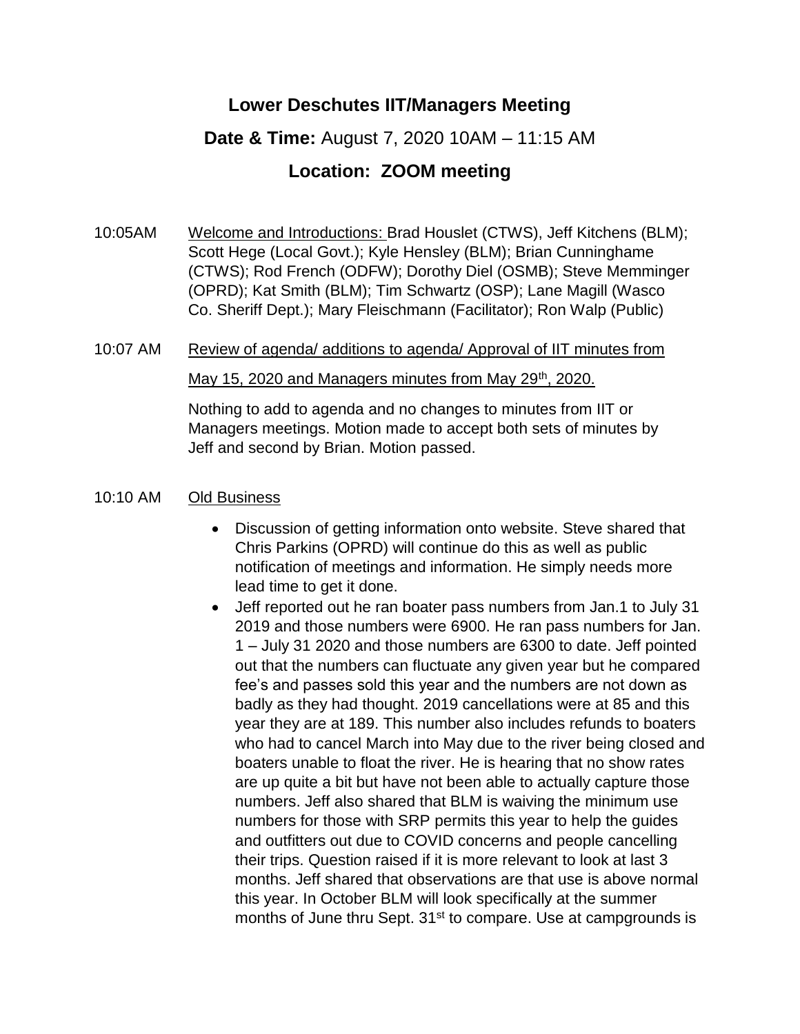# Lower Deschutes IIT/Managers Meeting

**Date & Time:** August 7, 2020 10AM – 11:15 AM

## Location: ZOOM meeting

10:05AM Welcome and Introductions: Brad Houslet (CTWS), Jeff Kitchens (BLM); Scott Hege (Local Govt.); Kyle Hensley (BLM); Brian Cunninghame (CTWS); Rod French (ODFW); Dorothy Diel (OSMB); Steve Memminger (OPRD); Kat Smith (BLM); Tim Schwartz (OSP); Lane Magill (Wasco Co. Sheriff Dept.); Mary Fleischmann (Facilitator); Ron Walp (Public)

10:07 AM Review of agenda/ additions to agenda/ Approval of IIT minutes from May 15, 2020 and Managers minutes from May 29th, 2020.

Nothing to add to agenda and no changes to minutes from IIT or Managers meetings. Motion made to accept both sets of minutes by Jeff and second by Brian. Motion passed.

10:10 AM Old Business

- Discussion of getting information onto website. Steve shared that Chris Parkins (OPRD) will continue do this as well as public notification of meetings and information. He simply needs more lead time to get it done.
- Jeff reported out he ran boater pass numbers from Jan.1 to July 31 2019 and those numbers were 6900. He ran pass numbers for Jan. 1 – July 31 2020 and those numbers are 6300 to date. Jeff pointed out that the numbers can fluctuate any given year but he compared fee's and passes sold this year and the numbers are not down as badly as they had thought. 2019 cancellations were at 85 and this year they are at 189. This number also includes refunds to boaters who had to cancel March into May due to the river being closed and boaters unable to float the river. He is hearing that no show rates are up quite a bit but have not been able to actually capture those numbers. Jeff also shared that BLM is waiving the minimum use numbers for those with SRP permits this year to help the guides and outfitters out due to COVID concerns and people cancelling their trips. Question raised if it is more relevant to look at last 3 months. Jeff shared that observations are that use is above normal this year. In October BLM will look specifically at the summer months of June thru Sept. 31st to compare. Use at campgrounds is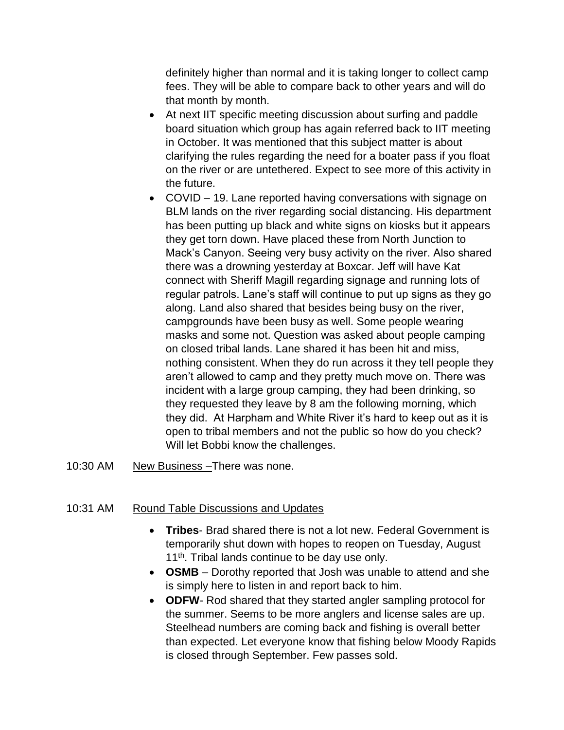definitely higher than normal and it is taking longer to collect camp fees. They will be able to compare back to other years and will do that month by month.

- At next IIT specific meeting discussion about surfing and paddle board situation which group has again referred back to IIT meeting in October. It was mentioned that this subject matter is about clarifying the rules regarding the need for a boater pass if you float on the river or are untethered. Expect to see more of this activity in the future.
- COVID – 19. Lane reported having conversations with signage on BLM lands on the river regarding social distancing. His department has been putting up black and white signs on kiosks but it appears they get torn down. Have placed these from North Junction to Mack's Canyon. Seeing very busy activity on the river. Also shared there was a drowning yesterday at Boxcar. Jeff will have Kat connect with Sheriff Magill regarding signage and running lots of regular patrols. Lane's staff will continue to put up signs as they go along. Land also shared that besides being busy on the river, campgrounds have been busy as well. Some people wearing masks and some not. Question was asked about people camping on closed tribal lands. Lane shared it has been hit and miss, nothing consistent. When they do run across it they tell people they aren't allowed to camp and they pretty much move on. There was incident with a large group camping, they had been drinking, so they requested they leave by 8 am the following morning, which they did. At Harpham and White River it's hard to keep out as it is open to tribal members and not the public so how do you check? Will let Bobbi know the challenges.

10:30 AM New Business –There was none.

10:31 AM Round Table Discussions and Updates

- **Tribes**- Brad shared there is not a lot new. Federal Government is temporarily shut down with hopes to reopen on Tuesday, August 11th. Tribal lands continue to be day use only.
- **OSMB** – Dorothy reported that Josh was unable to attend and she is simply here to listen in and report back to him.
- **ODFW**- Rod shared that they started angler sampling protocol for the summer. Seems to be more anglers and license sales are up. Steelhead numbers are coming back and fishing is overall better than expected. Let everyone know that fishing below Moody Rapids is closed through September. Few passes sold.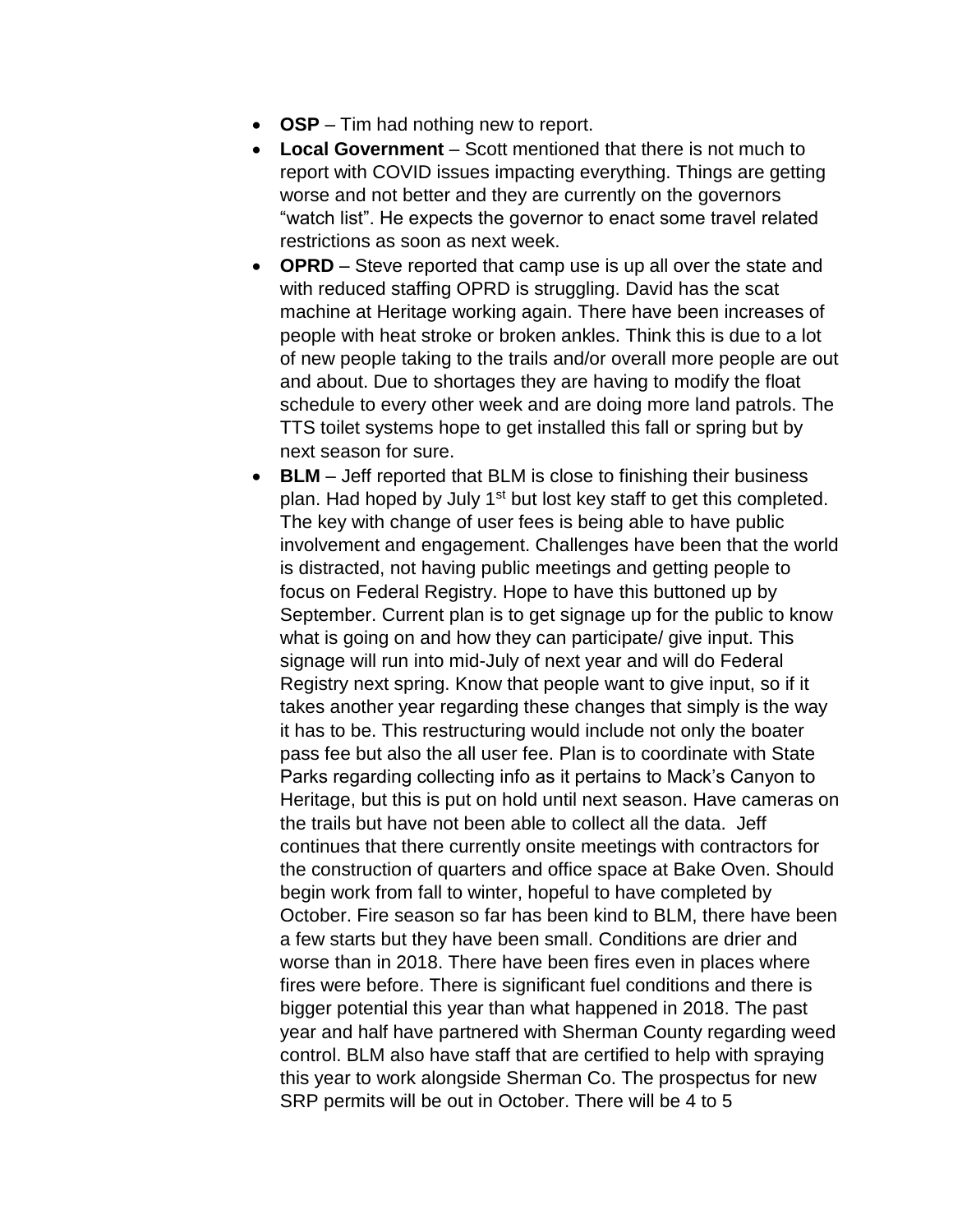- **OSP** – Tim had nothing new to report.
- **Local Government** – Scott mentioned that there is not much to report with COVID issues impacting everything. Things are getting worse and not better and they are currently on the governors "watch list". He expects the governor to enact some travel related restrictions as soon as next week.
- **OPRD** – Steve reported that camp use is up all over the state and with reduced staffing OPRD is struggling. David has the scat machine at Heritage working again. There have been increases of people with heat stroke or broken ankles. Think this is due to a lot of new people taking to the trails and/or overall more people are out and about. Due to shortages they are having to modify the float schedule to every other week and are doing more land patrols. The TTS toilet systems hope to get installed this fall or spring but by next season for sure.
- **BLM** – Jeff reported that BLM is close to finishing their business plan. Had hoped by July 1st but lost key staff to get this completed. The key with change of user fees is being able to have public involvement and engagement. Challenges have been that the world is distracted, not having public meetings and getting people to focus on Federal Registry. Hope to have this buttoned up by September. Current plan is to get signage up for the public to know what is going on and how they can participate/ give input. This signage will run into mid-July of next year and will do Federal Registry next spring. Know that people want to give input, so if it takes another year regarding these changes that simply is the way it has to be. This restructuring would include not only the boater pass fee but also the all user fee. Plan is to coordinate with State Parks regarding collecting info as it pertains to Mack's Canyon to Heritage, but this is put on hold until next season. Have cameras on the trails but have not been able to collect all the data. Jeff continues that there currently onsite meetings with contractors for the construction of quarters and office space at Bake Oven. Should begin work from fall to winter, hopeful to have completed by October. Fire season so far has been kind to BLM, there have been a few starts but they have been small. Conditions are drier and worse than in 2018. There have been fires even in places where fires were before. There is significant fuel conditions and there is bigger potential this year than what happened in 2018. The past year and half have partnered with Sherman County regarding weed control. BLM also have staff that are certified to help with spraying this year to work alongside Sherman Co. The prospectus for new SRP permits will be out in October. There will be 4 to 5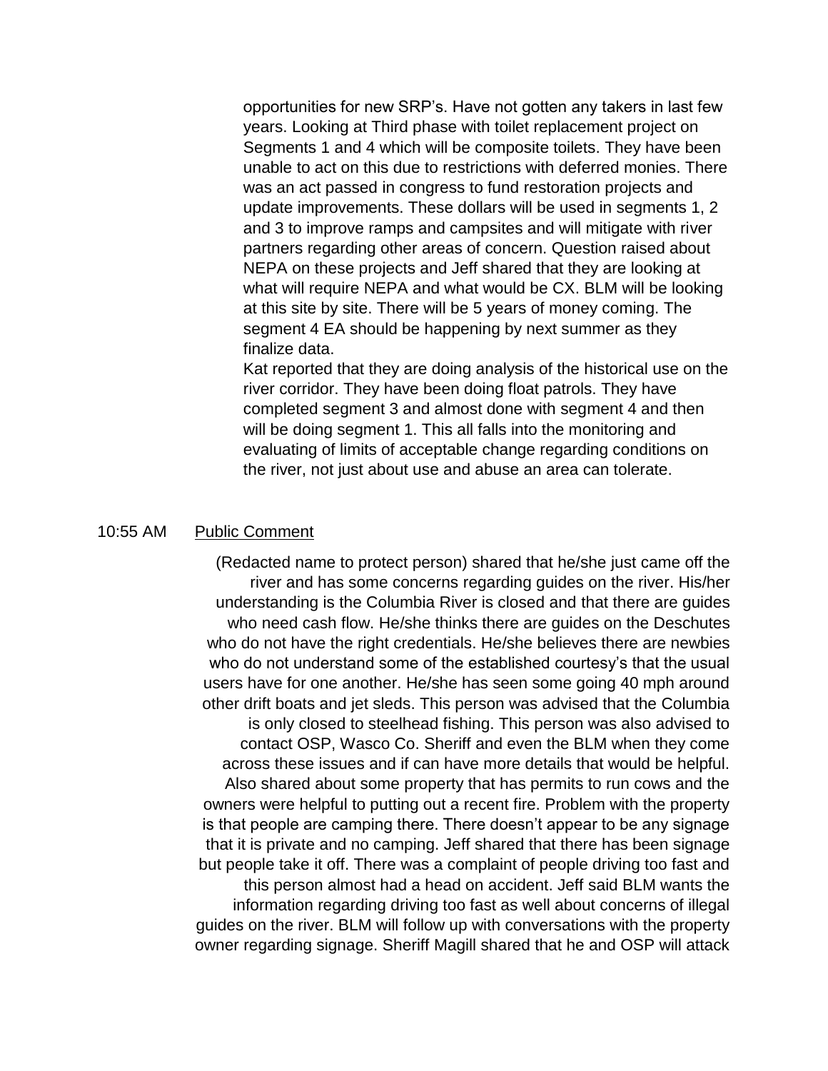opportunities for new SRP's. Have not gotten any takers in last few years. Looking at Third phase with toilet replacement project on Segments 1 and 4 which will be composite toilets. They have been unable to act on this due to restrictions with deferred monies. There was an act passed in congress to fund restoration projects and update improvements. These dollars will be used in segments 1, 2 and 3 to improve ramps and campsites and will mitigate with river partners regarding other areas of concern. Question raised about NEPA on these projects and Jeff shared that they are looking at what will require NEPA and what would be CX. BLM will be looking at this site by site. There will be 5 years of money coming. The segment 4 EA should be happening by next summer as they finalize data.

Kat reported that they are doing analysis of the historical use on the river corridor. They have been doing float patrols. They have completed segment 3 and almost done with segment 4 and then will be doing segment 1. This all falls into the monitoring and evaluating of limits of acceptable change regarding conditions on the river, not just about use and abuse an area can tolerate.

10:55 AM <u>Public Comment</u>

(Redacted name to protect person) shared that he/she just came off the river and has some concerns regarding guides on the river. His/her understanding is the Columbia River is closed and that there are guides who need cash flow. He/she thinks there are guides on the Deschutes who do not have the right credentials. He/she believes there are newbies who do not understand some of the established courtesy's that the usual users have for one another. He/she has seen some going 40 mph around other drift boats and jet sleds. This person was advised that the Columbia is only closed to steelhead fishing. This person was also advised to contact OSP, Wasco Co. Sheriff and even the BLM when they come across these issues and if can have more details that would be helpful. Also shared about some property that has permits to run cows and the owners were helpful to putting out a recent fire. Problem with the property is that people are camping there. There doesn't appear to be any signage that it is private and no camping. Jeff shared that there has been signage but people take it off. There was a complaint of people driving too fast and this person almost had a head on accident. Jeff said BLM wants the information regarding driving too fast as well about concerns of illegal guides on the river. BLM will follow up with conversations with the property owner regarding signage. Sheriff Magill shared that he and OSP will attack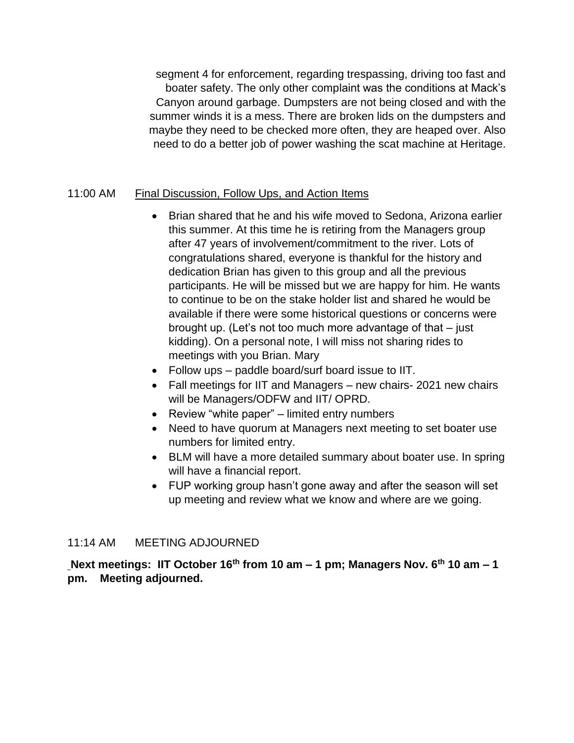segment 4 for enforcement, regarding trespassing, driving too fast and boater safety. The only other complaint was the conditions at Mack's Canyon around garbage. Dumpsters are not being closed and with the summer winds it is a mess. There are broken lids on the dumpsters and maybe they need to be checked more often, they are heaped over. Also need to do a better job of power washing the scat machine at Heritage.

11:00 AM <u>Final Discussion, Follow Ups, and Action Items</u>

- Brian shared that he and his wife moved to Sedona, Arizona earlier this summer. At this time he is retiring from the Managers group after 47 years of involvement/commitment to the river. Lots of congratulations shared, everyone is thankful for the history and dedication Brian has given to this group and all the previous participants. He will be missed but we are happy for him. He wants to continue to be on the stake holder list and shared he would be available if there were some historical questions or concerns were brought up. (Let's not too much more advantage of that – just kidding). On a personal note, I will miss not sharing rides to meetings with you Brian. Mary
- Follow ups – paddle board/surf board issue to IIT.
- Fall meetings for IIT and Managers – new chairs- 2021 new chairs will be Managers/ODFW and IIT/ OPRD.
- Review "white paper" – limited entry numbers
- Need to have quorum at Managers next meeting to set boater use numbers for limited entry.
- BLM will have a more detailed summary about boater use. In spring will have a financial report.
- FUP working group hasn't gone away and after the season will set up meeting and review what we know and where are we going.

11:14 AM MEETING ADJOURNED

**Next meetings: IIT October 16th from 10 am – 1 pm; Managers Nov. 6th 10 am – 1 pm. Meeting adjourned.**